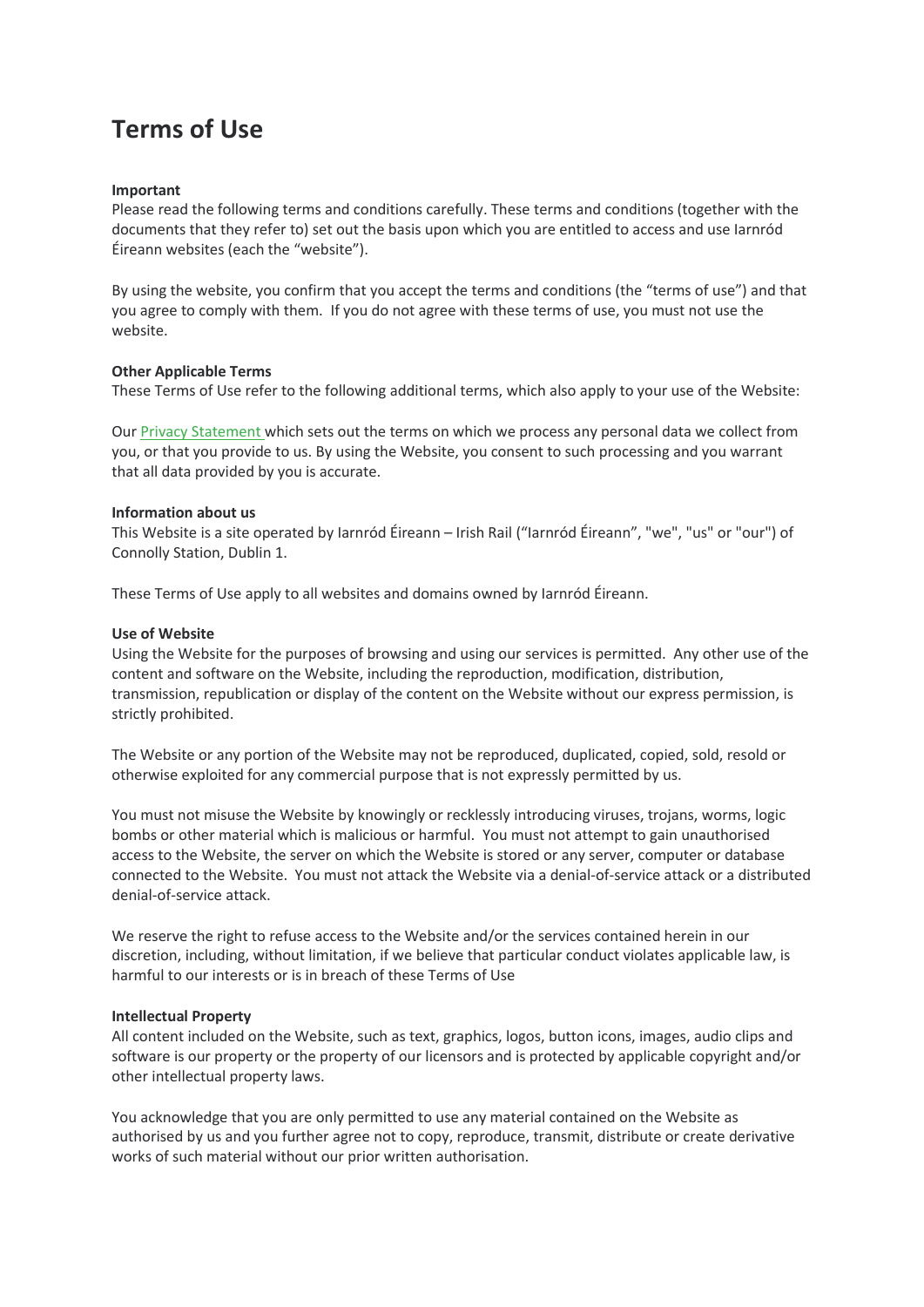# Terms of Use

**Important**
Please read the following terms and conditions carefully. These terms and conditions (together with the documents that they refer to) set out the basis upon which you are entitled to access and use Iarnród Éireann websites (each the "website").

By using the website, you confirm that you accept the terms and conditions (the "terms of use") and that you agree to comply with them. If you do not agree with these terms of use, you must not use the website.

**Other Applicable Terms**
These Terms of Use refer to the following additional terms, which also apply to your use of the Website:

Our Privacy Statement which sets out the terms on which we process any personal data we collect from you, or that you provide to us. By using the Website, you consent to such processing and you warrant that all data provided by you is accurate.

**Information about us**
This Website is a site operated by Iarnród Éireann – Irish Rail ("Iarnród Éireann", "we", "us" or "our") of Connolly Station, Dublin 1.

These Terms of Use apply to all websites and domains owned by Iarnród Éireann.

**Use of Website**
Using the Website for the purposes of browsing and using our services is permitted. Any other use of the content and software on the Website, including the reproduction, modification, distribution, transmission, republication or display of the content on the Website without our express permission, is strictly prohibited.

The Website or any portion of the Website may not be reproduced, duplicated, copied, sold, resold or otherwise exploited for any commercial purpose that is not expressly permitted by us.

You must not misuse the Website by knowingly or recklessly introducing viruses, trojans, worms, logic bombs or other material which is malicious or harmful. You must not attempt to gain unauthorised access to the Website, the server on which the Website is stored or any server, computer or database connected to the Website. You must not attack the Website via a denial-of-service attack or a distributed denial-of-service attack.

We reserve the right to refuse access to the Website and/or the services contained herein in our discretion, including, without limitation, if we believe that particular conduct violates applicable law, is harmful to our interests or is in breach of these Terms of Use

**Intellectual Property**
All content included on the Website, such as text, graphics, logos, button icons, images, audio clips and software is our property or the property of our licensors and is protected by applicable copyright and/or other intellectual property laws.

You acknowledge that you are only permitted to use any material contained on the Website as authorised by us and you further agree not to copy, reproduce, transmit, distribute or create derivative works of such material without our prior written authorisation.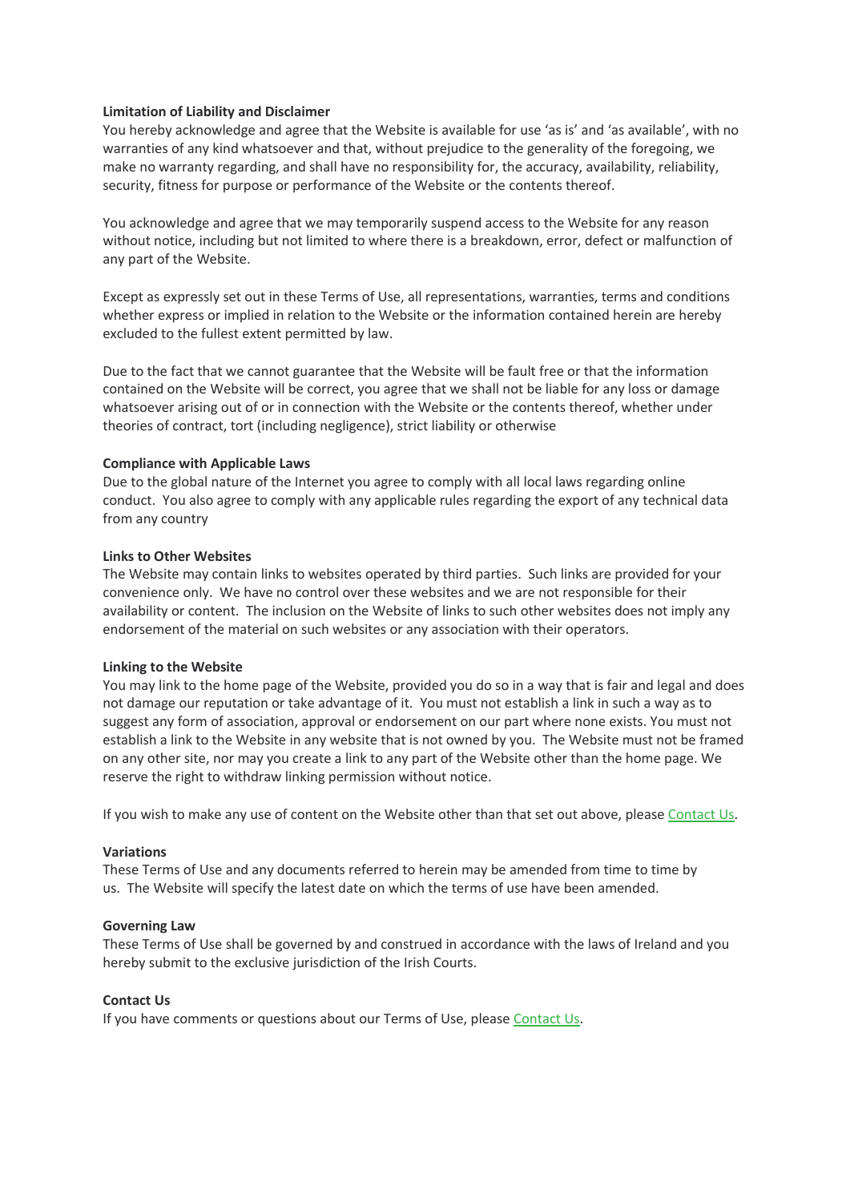**Limitation of Liability and Disclaimer**

You hereby acknowledge and agree that the Website is available for use 'as is' and 'as available', with no warranties of any kind whatsoever and that, without prejudice to the generality of the foregoing, we make no warranty regarding, and shall have no responsibility for, the accuracy, availability, reliability, security, fitness for purpose or performance of the Website or the contents thereof.

You acknowledge and agree that we may temporarily suspend access to the Website for any reason without notice, including but not limited to where there is a breakdown, error, defect or malfunction of any part of the Website.

Except as expressly set out in these Terms of Use, all representations, warranties, terms and conditions whether express or implied in relation to the Website or the information contained herein are hereby excluded to the fullest extent permitted by law.

Due to the fact that we cannot guarantee that the Website will be fault free or that the information contained on the Website will be correct, you agree that we shall not be liable for any loss or damage whatsoever arising out of or in connection with the Website or the contents thereof, whether under theories of contract, tort (including negligence), strict liability or otherwise

**Compliance with Applicable Laws**

Due to the global nature of the Internet you agree to comply with all local laws regarding online conduct. You also agree to comply with any applicable rules regarding the export of any technical data from any country

**Links to Other Websites**

The Website may contain links to websites operated by third parties. Such links are provided for your convenience only. We have no control over these websites and we are not responsible for their availability or content. The inclusion on the Website of links to such other websites does not imply any endorsement of the material on such websites or any association with their operators.

**Linking to the Website**

You may link to the home page of the Website, provided you do so in a way that is fair and legal and does not damage our reputation or take advantage of it. You must not establish a link in such a way as to suggest any form of association, approval or endorsement on our part where none exists. You must not establish a link to the Website in any website that is not owned by you. The Website must not be framed on any other site, nor may you create a link to any part of the Website other than the home page. We reserve the right to withdraw linking permission without notice.

If you wish to make any use of content on the Website other than that set out above, please Contact Us.

**Variations**

These Terms of Use and any documents referred to herein may be amended from time to time by us. The Website will specify the latest date on which the terms of use have been amended.

**Governing Law**

These Terms of Use shall be governed by and construed in accordance with the laws of Ireland and you hereby submit to the exclusive jurisdiction of the Irish Courts.

**Contact Us**

If you have comments or questions about our Terms of Use, please Contact Us.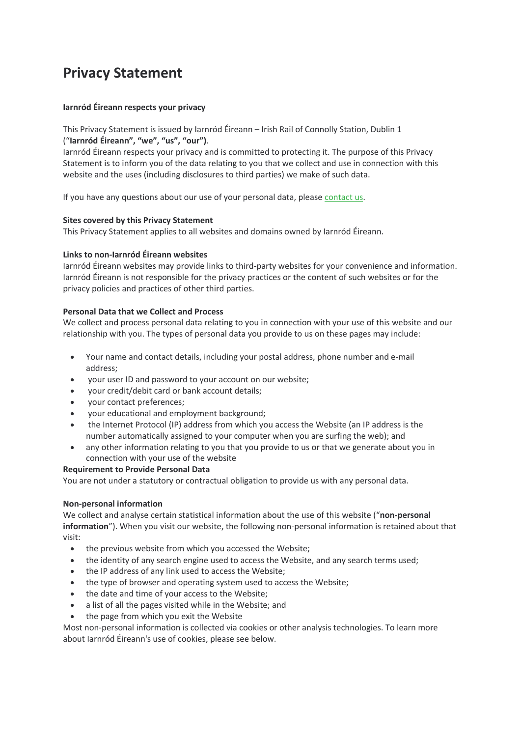# Privacy Statement

**Iarnród Éireann respects your privacy**

This Privacy Statement is issued by Iarnród Éireann – Irish Rail of Connolly Station, Dublin 1 (“**Iarnród Éireann”, “we”, “us”, “our”)**.
Iarnród Éireann respects your privacy and is committed to protecting it. The purpose of this Privacy Statement is to inform you of the data relating to you that we collect and use in connection with this website and the uses (including disclosures to third parties) we make of such data.

If you have any questions about our use of your personal data, please contact us.

**Sites covered by this Privacy Statement**
This Privacy Statement applies to all websites and domains owned by Iarnród Éireann.

**Links to non-Iarnród Éireann websites**
Iarnród Éireann websites may provide links to third-party websites for your convenience and information. Iarnród Éireann is not responsible for the privacy practices or the content of such websites or for the privacy policies and practices of other third parties.

**Personal Data that we Collect and Process**
We collect and process personal data relating to you in connection with your use of this website and our relationship with you. The types of personal data you provide to us on these pages may include:

- Your name and contact details, including your postal address, phone number and e-mail address;
- your user ID and password to your account on our website;
- your credit/debit card or bank account details;
- your contact preferences;
- your educational and employment background;
- the Internet Protocol (IP) address from which you access the Website (an IP address is the number automatically assigned to your computer when you are surfing the web); and
- any other information relating to you that you provide to us or that we generate about you in connection with your use of the website

**Requirement to Provide Personal Data**
You are not under a statutory or contractual obligation to provide us with any personal data.

**Non-personal information**
We collect and analyse certain statistical information about the use of this website (“**non-personal information**”). When you visit our website, the following non-personal information is retained about that visit:

- the previous website from which you accessed the Website;
- the identity of any search engine used to access the Website, and any search terms used;
- the IP address of any link used to access the Website;
- the type of browser and operating system used to access the Website;
- the date and time of your access to the Website;
- a list of all the pages visited while in the Website; and
- the page from which you exit the Website

Most non-personal information is collected via cookies or other analysis technologies. To learn more about Iarnród Éireann's use of cookies, please see below.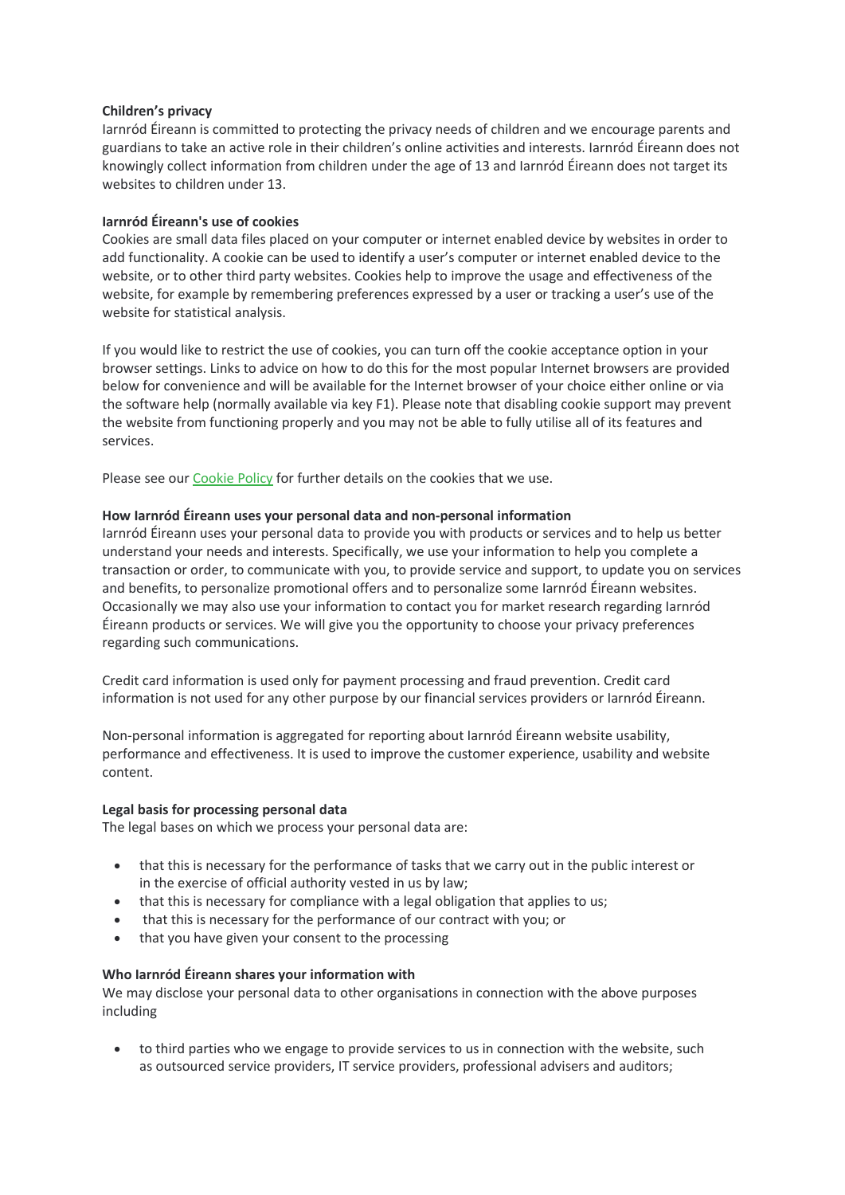**Children's privacy**

Iarnród Éireann is committed to protecting the privacy needs of children and we encourage parents and guardians to take an active role in their children's online activities and interests. Iarnród Éireann does not knowingly collect information from children under the age of 13 and Iarnród Éireann does not target its websites to children under 13.

**Iarnród Éireann's use of cookies**

Cookies are small data files placed on your computer or internet enabled device by websites in order to add functionality. A cookie can be used to identify a user's computer or internet enabled device to the website, or to other third party websites. Cookies help to improve the usage and effectiveness of the website, for example by remembering preferences expressed by a user or tracking a user's use of the website for statistical analysis.

If you would like to restrict the use of cookies, you can turn off the cookie acceptance option in your browser settings. Links to advice on how to do this for the most popular Internet browsers are provided below for convenience and will be available for the Internet browser of your choice either online or via the software help (normally available via key F1). Please note that disabling cookie support may prevent the website from functioning properly and you may not be able to fully utilise all of its features and services.

Please see our Cookie Policy for further details on the cookies that we use.

**How Iarnród Éireann uses your personal data and non-personal information**

Iarnród Éireann uses your personal data to provide you with products or services and to help us better understand your needs and interests. Specifically, we use your information to help you complete a transaction or order, to communicate with you, to provide service and support, to update you on services and benefits, to personalize promotional offers and to personalize some Iarnród Éireann websites. Occasionally we may also use your information to contact you for market research regarding Iarnród Éireann products or services. We will give you the opportunity to choose your privacy preferences regarding such communications.

Credit card information is used only for payment processing and fraud prevention. Credit card information is not used for any other purpose by our financial services providers or Iarnród Éireann.

Non-personal information is aggregated for reporting about Iarnród Éireann website usability, performance and effectiveness. It is used to improve the customer experience, usability and website content.

**Legal basis for processing personal data**

The legal bases on which we process your personal data are:

- that this is necessary for the performance of tasks that we carry out in the public interest or in the exercise of official authority vested in us by law;
- that this is necessary for compliance with a legal obligation that applies to us;
- that this is necessary for the performance of our contract with you; or
- that you have given your consent to the processing

**Who Iarnród Éireann shares your information with**

We may disclose your personal data to other organisations in connection with the above purposes including

- to third parties who we engage to provide services to us in connection with the website, such as outsourced service providers, IT service providers, professional advisers and auditors;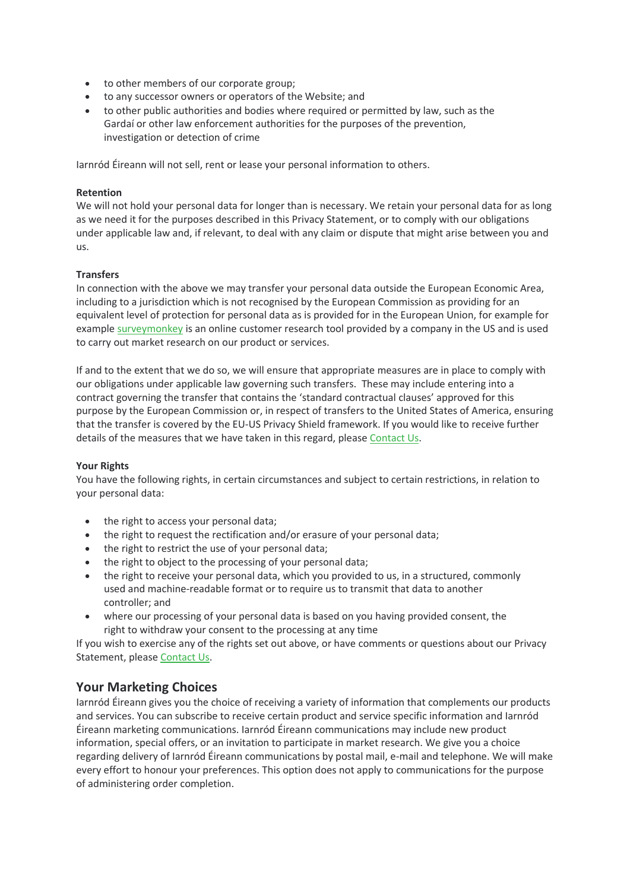- to other members of our corporate group;
- to any successor owners or operators of the Website; and
- to other public authorities and bodies where required or permitted by law, such as the Gardaí or other law enforcement authorities for the purposes of the prevention, investigation or detection of crime

Iarnród Éireann will not sell, rent or lease your personal information to others.

**Retention**

We will not hold your personal data for longer than is necessary. We retain your personal data for as long as we need it for the purposes described in this Privacy Statement, or to comply with our obligations under applicable law and, if relevant, to deal with any claim or dispute that might arise between you and us.

**Transfers**

In connection with the above we may transfer your personal data outside the European Economic Area, including to a jurisdiction which is not recognised by the European Commission as providing for an equivalent level of protection for personal data as is provided for in the European Union, for example for example surveymonkey is an online customer research tool provided by a company in the US and is used to carry out market research on our product or services.

If and to the extent that we do so, we will ensure that appropriate measures are in place to comply with our obligations under applicable law governing such transfers. These may include entering into a contract governing the transfer that contains the 'standard contractual clauses' approved for this purpose by the European Commission or, in respect of transfers to the United States of America, ensuring that the transfer is covered by the EU-US Privacy Shield framework. If you would like to receive further details of the measures that we have taken in this regard, please Contact Us.

**Your Rights**

You have the following rights, in certain circumstances and subject to certain restrictions, in relation to your personal data:

- the right to access your personal data;
- the right to request the rectification and/or erasure of your personal data;
- the right to restrict the use of your personal data;
- the right to object to the processing of your personal data;
- the right to receive your personal data, which you provided to us, in a structured, commonly used and machine-readable format or to require us to transmit that data to another controller; and
- where our processing of your personal data is based on you having provided consent, the right to withdraw your consent to the processing at any time

If you wish to exercise any of the rights set out above, or have comments or questions about our Privacy Statement, please Contact Us.

## Your Marketing Choices

Iarnród Éireann gives you the choice of receiving a variety of information that complements our products and services. You can subscribe to receive certain product and service specific information and Iarnród Éireann marketing communications. Iarnród Éireann communications may include new product information, special offers, or an invitation to participate in market research. We give you a choice regarding delivery of Iarnród Éireann communications by postal mail, e-mail and telephone. We will make every effort to honour your preferences. This option does not apply to communications for the purpose of administering order completion.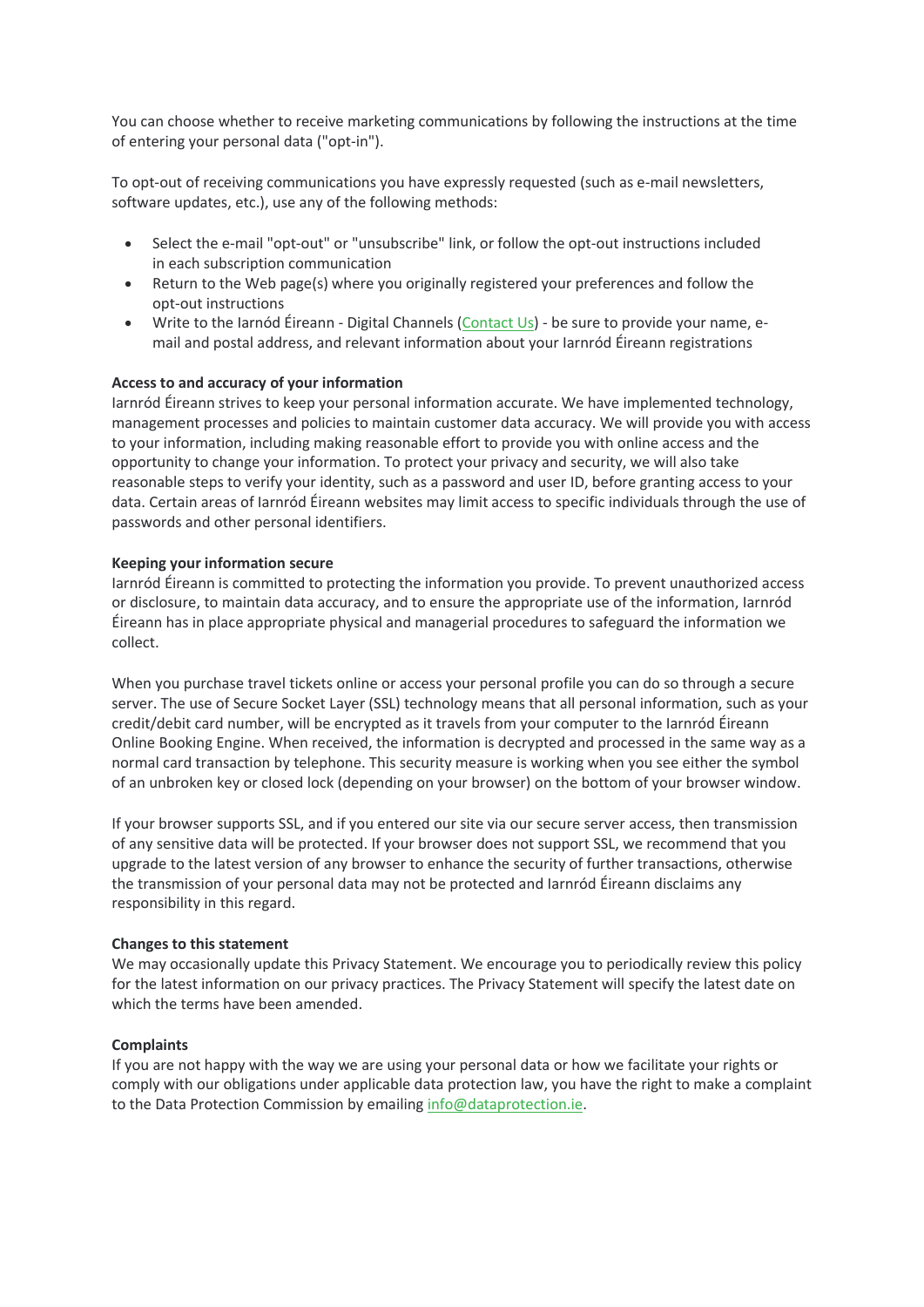You can choose whether to receive marketing communications by following the instructions at the time of entering your personal data ("opt-in").

To opt-out of receiving communications you have expressly requested (such as e-mail newsletters, software updates, etc.), use any of the following methods:

- Select the e-mail "opt-out" or "unsubscribe" link, or follow the opt-out instructions included in each subscription communication
- Return to the Web page(s) where you originally registered your preferences and follow the opt-out instructions
- Write to the Iarnód Éireann - Digital Channels (Contact Us) - be sure to provide your name, e-mail and postal address, and relevant information about your Iarnród Éireann registrations

**Access to and accuracy of your information**
Iarnród Éireann strives to keep your personal information accurate. We have implemented technology, management processes and policies to maintain customer data accuracy. We will provide you with access to your information, including making reasonable effort to provide you with online access and the opportunity to change your information. To protect your privacy and security, we will also take reasonable steps to verify your identity, such as a password and user ID, before granting access to your data. Certain areas of Iarnród Éireann websites may limit access to specific individuals through the use of passwords and other personal identifiers.

**Keeping your information secure**
Iarnród Éireann is committed to protecting the information you provide. To prevent unauthorized access or disclosure, to maintain data accuracy, and to ensure the appropriate use of the information, Iarnród Éireann has in place appropriate physical and managerial procedures to safeguard the information we collect.

When you purchase travel tickets online or access your personal profile you can do so through a secure server. The use of Secure Socket Layer (SSL) technology means that all personal information, such as your credit/debit card number, will be encrypted as it travels from your computer to the Iarnród Éireann Online Booking Engine. When received, the information is decrypted and processed in the same way as a normal card transaction by telephone. This security measure is working when you see either the symbol of an unbroken key or closed lock (depending on your browser) on the bottom of your browser window.

If your browser supports SSL, and if you entered our site via our secure server access, then transmission of any sensitive data will be protected. If your browser does not support SSL, we recommend that you upgrade to the latest version of any browser to enhance the security of further transactions, otherwise the transmission of your personal data may not be protected and Iarnród Éireann disclaims any responsibility in this regard.

**Changes to this statement**
We may occasionally update this Privacy Statement. We encourage you to periodically review this policy for the latest information on our privacy practices. The Privacy Statement will specify the latest date on which the terms have been amended.

**Complaints**
If you are not happy with the way we are using your personal data or how we facilitate your rights or comply with our obligations under applicable data protection law, you have the right to make a complaint to the Data Protection Commission by emailing info@dataprotection.ie.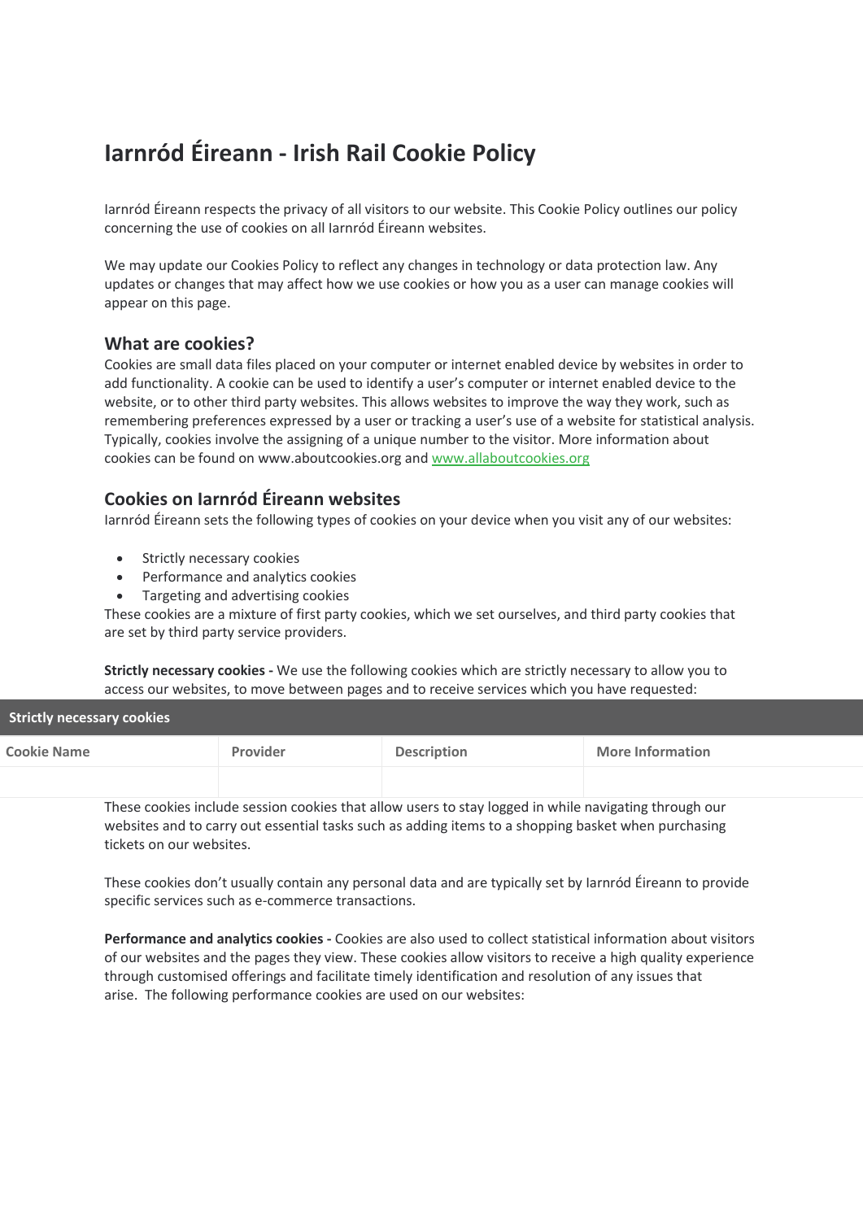# Iarnród Éireann - Irish Rail Cookie Policy

Iarnród Éireann respects the privacy of all visitors to our website. This Cookie Policy outlines our policy concerning the use of cookies on all Iarnród Éireann websites.

We may update our Cookies Policy to reflect any changes in technology or data protection law. Any updates or changes that may affect how we use cookies or how you as a user can manage cookies will appear on this page.

## What are cookies?

Cookies are small data files placed on your computer or internet enabled device by websites in order to add functionality. A cookie can be used to identify a user's computer or internet enabled device to the website, or to other third party websites. This allows websites to improve the way they work, such as remembering preferences expressed by a user or tracking a user's use of a website for statistical analysis. Typically, cookies involve the assigning of a unique number to the visitor. More information about cookies can be found on www.aboutcookies.org and www.allaboutcookies.org

## Cookies on Iarnród Éireann websites

Iarnród Éireann sets the following types of cookies on your device when you visit any of our websites:

- Strictly necessary cookies
- Performance and analytics cookies
- Targeting and advertising cookies

These cookies are a mixture of first party cookies, which we set ourselves, and third party cookies that are set by third party service providers.

**Strictly necessary cookies -** We use the following cookies which are strictly necessary to allow you to access our websites, to move between pages and to receive services which you have requested:

| Strictly necessary cookies | | | |
|---|---|---|---|
| **Cookie Name** | **Provider** | **Description** | **More Information** |
| | | | |

These cookies include session cookies that allow users to stay logged in while navigating through our websites and to carry out essential tasks such as adding items to a shopping basket when purchasing tickets on our websites.

These cookies don't usually contain any personal data and are typically set by Iarnród Éireann to provide specific services such as e-commerce transactions.

**Performance and analytics cookies -** Cookies are also used to collect statistical information about visitors of our websites and the pages they view. These cookies allow visitors to receive a high quality experience through customised offerings and facilitate timely identification and resolution of any issues that arise. The following performance cookies are used on our websites: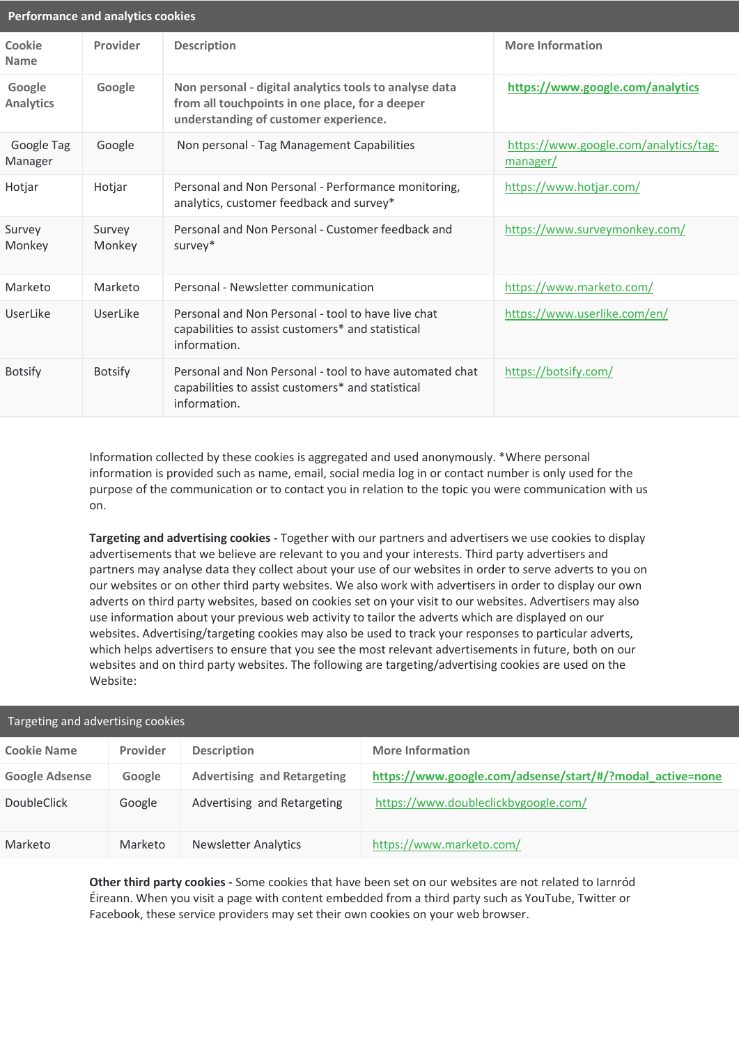| Performance and analytics cookies | | | |
|---|---|---|---|
| **Cookie Name** | **Provider** | **Description** | **More Information** |
| **Google Analytics** | **Google** | **Non personal - digital analytics tools to analyse data from all touchpoints in one place, for a deeper understanding of customer experience.** | **https://www.google.com/analytics** |
| Google Tag Manager | Google | Non personal - Tag Management Capabilities | https://www.google.com/analytics/tag-manager/ |
| Hotjar | Hotjar | Personal and Non Personal - Performance monitoring, analytics, customer feedback and survey* | https://www.hotjar.com/ |
| Survey Monkey | Survey Monkey | Personal and Non Personal - Customer feedback and survey* | https://www.surveymonkey.com/ |
| Marketo | Marketo | Personal - Newsletter communication | https://www.marketo.com/ |
| UserLike | UserLike | Personal and Non Personal - tool to have live chat capabilities to assist customers* and statistical information. | https://www.userlike.com/en/ |
| Botsify | Botsify | Personal and Non Personal - tool to have automated chat capabilities to assist customers* and statistical information. | https://botsify.com/ |

Information collected by these cookies is aggregated and used anonymously. *Where personal information is provided such as name, email, social media log in or contact number is only used for the purpose of the communication or to contact you in relation to the topic you were communication with us on.

**Targeting and advertising cookies -** Together with our partners and advertisers we use cookies to display advertisements that we believe are relevant to you and your interests. Third party advertisers and partners may analyse data they collect about your use of our websites in order to serve adverts to you on our websites or on other third party websites. We also work with advertisers in order to display our own adverts on third party websites, based on cookies set on your visit to our websites. Advertisers may also use information about your previous web activity to tailor the adverts which are displayed on our websites. Advertising/targeting cookies may also be used to track your responses to particular adverts, which helps advertisers to ensure that you see the most relevant advertisements in future, both on our websites and on third party websites. The following are targeting/advertising cookies are used on the Website:

| Targeting and advertising cookies | | | |
|---|---|---|---|
| **Cookie Name** | **Provider** | **Description** | **More Information** |
| **Google Adsense** | **Google** | **Advertising and Retargeting** | **https://www.google.com/adsense/start/#/?modal_active=none** |
| DoubleClick | Google | Advertising and Retargeting | https://www.doubleclickbygoogle.com/ |
| Marketo | Marketo | Newsletter Analytics | https://www.marketo.com/ |

**Other third party cookies -** Some cookies that have been set on our websites are not related to Iarnród Éireann. When you visit a page with content embedded from a third party such as YouTube, Twitter or Facebook, these service providers may set their own cookies on your web browser.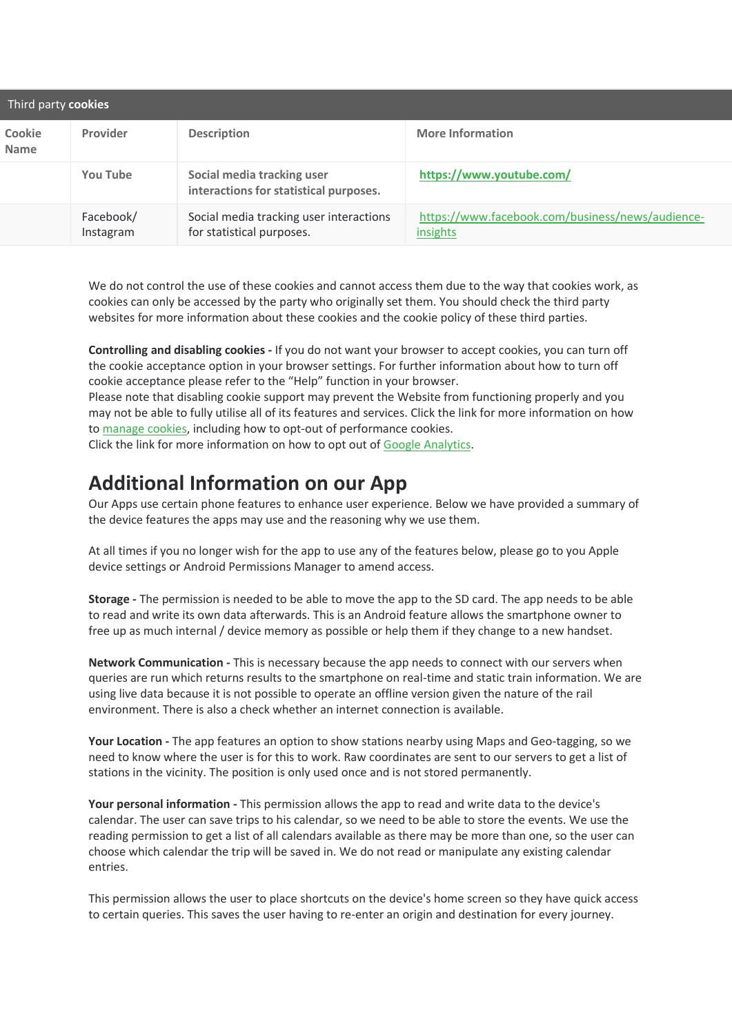| Third party **cookies** | | | |
|---|---|---|---|
| **Cookie Name** | **Provider** | **Description** | **More Information** |
| | **You Tube** | **Social media tracking user interactions for statistical purposes.** | **https://www.youtube.com/** |
| | Facebook/ Instagram | Social media tracking user interactions for statistical purposes. | https://www.facebook.com/business/news/audience-insights |

We do not control the use of these cookies and cannot access them due to the way that cookies work, as cookies can only be accessed by the party who originally set them. You should check the third party websites for more information about these cookies and the cookie policy of these third parties.

**Controlling and disabling cookies -** If you do not want your browser to accept cookies, you can turn off the cookie acceptance option in your browser settings. For further information about how to turn off cookie acceptance please refer to the "Help" function in your browser.
Please note that disabling cookie support may prevent the Website from functioning properly and you may not be able to fully utilise all of its features and services. Click the link for more information on how to manage cookies, including how to opt-out of performance cookies.
Click the link for more information on how to opt out of Google Analytics.

## Additional Information on our App

Our Apps use certain phone features to enhance user experience. Below we have provided a summary of the device features the apps may use and the reasoning why we use them.

At all times if you no longer wish for the app to use any of the features below, please go to you Apple device settings or Android Permissions Manager to amend access.

**Storage -** The permission is needed to be able to move the app to the SD card. The app needs to be able to read and write its own data afterwards. This is an Android feature allows the smartphone owner to free up as much internal / device memory as possible or help them if they change to a new handset.

**Network Communication -** This is necessary because the app needs to connect with our servers when queries are run which returns results to the smartphone on real-time and static train information. We are using live data because it is not possible to operate an offline version given the nature of the rail environment. There is also a check whether an internet connection is available.

**Your Location -** The app features an option to show stations nearby using Maps and Geo-tagging, so we need to know where the user is for this to work. Raw coordinates are sent to our servers to get a list of stations in the vicinity. The position is only used once and is not stored permanently.

**Your personal information -** This permission allows the app to read and write data to the device's calendar. The user can save trips to his calendar, so we need to be able to store the events. We use the reading permission to get a list of all calendars available as there may be more than one, so the user can choose which calendar the trip will be saved in. We do not read or manipulate any existing calendar entries.

This permission allows the user to place shortcuts on the device's home screen so they have quick access to certain queries. This saves the user having to re-enter an origin and destination for every journey.